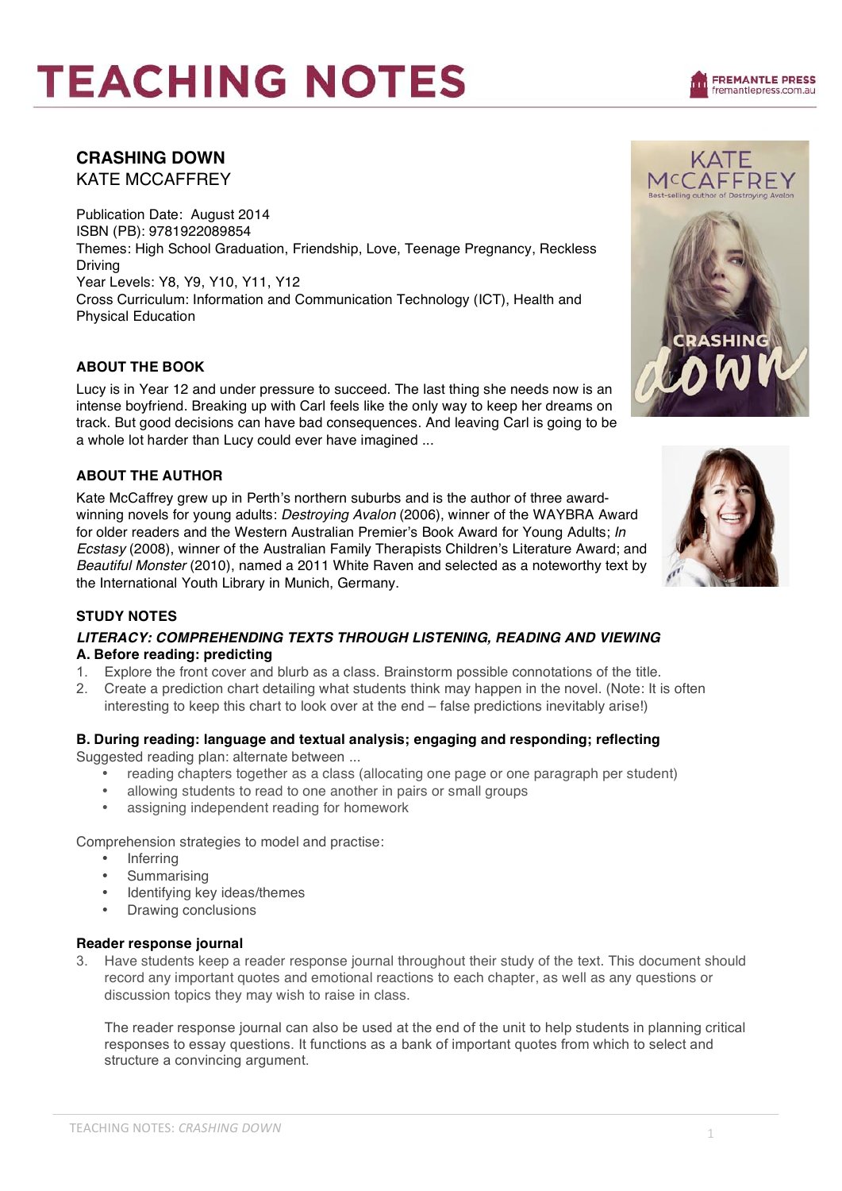# TEACHING NOTES

## CRASHING DOWN

KATE MCCAFFREY

Publication Date: August 2014
ISBN (PB): 9781922089854
Themes: High School Graduation, Friendship, Love, Teenage Pregnancy, Reckless Driving
Year Levels: Y8, Y9, Y10, Y11, Y12
Cross Curriculum: Information and Communication Technology (ICT), Health and Physical Education

### ABOUT THE BOOK

Lucy is in Year 12 and under pressure to succeed. The last thing she needs now is an intense boyfriend. Breaking up with Carl feels like the only way to keep her dreams on track. But good decisions can have bad consequences. And leaving Carl is going to be a whole lot harder than Lucy could ever have imagined ...

### ABOUT THE AUTHOR

Kate McCaffrey grew up in Perth's northern suburbs and is the author of three award-winning novels for young adults: *Destroying Avalon* (2006), winner of the WAYBRA Award for older readers and the Western Australian Premier's Book Award for Young Adults; *In Ecstasy* (2008), winner of the Australian Family Therapists Children's Literature Award; and *Beautiful Monster* (2010), named a 2011 White Raven and selected as a noteworthy text by the International Youth Library in Munich, Germany.

### STUDY NOTES

***LITERACY: COMPREHENDING TEXTS THROUGH LISTENING, READING AND VIEWING***

**A. Before reading: predicting**

1. Explore the front cover and blurb as a class. Brainstorm possible connotations of the title.
2. Create a prediction chart detailing what students think may happen in the novel. (Note: It is often interesting to keep this chart to look over at the end – false predictions inevitably arise!)

**B. During reading: language and textual analysis; engaging and responding; reflecting**

Suggested reading plan: alternate between ...

- reading chapters together as a class (allocating one page or one paragraph per student)
- allowing students to read to one another in pairs or small groups
- assigning independent reading for homework

Comprehension strategies to model and practise:

- Inferring
- Summarising
- Identifying key ideas/themes
- Drawing conclusions

**Reader response journal**

3. Have students keep a reader response journal throughout their study of the text. This document should record any important quotes and emotional reactions to each chapter, as well as any questions or discussion topics they may wish to raise in class.

   The reader response journal can also be used at the end of the unit to help students in planning critical responses to essay questions. It functions as a bank of important quotes from which to select and structure a convincing argument.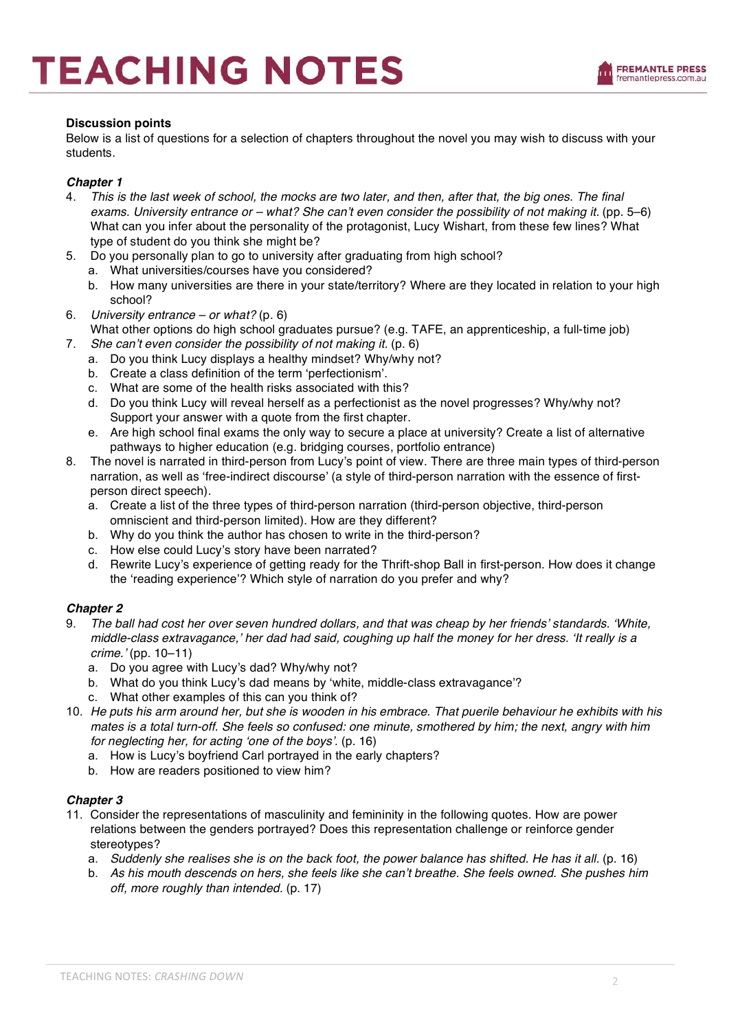**Discussion points**

Below is a list of questions for a selection of chapters throughout the novel you may wish to discuss with your students.

***Chapter 1***

4. *This is the last week of school, the mocks are two later, and then, after that, the big ones. The final exams. University entrance or – what? She can't even consider the possibility of not making it.* (pp. 5–6) What can you infer about the personality of the protagonist, Lucy Wishart, from these few lines? What type of student do you think she might be?
5. Do you personally plan to go to university after graduating from high school?
   a. What universities/courses have you considered?
   b. How many universities are there in your state/territory? Where are they located in relation to your high school?
6. *University entrance – or what?* (p. 6)
   What other options do high school graduates pursue? (e.g. TAFE, an apprenticeship, a full-time job)
7. *She can't even consider the possibility of not making it.* (p. 6)
   a. Do you think Lucy displays a healthy mindset? Why/why not?
   b. Create a class definition of the term 'perfectionism'.
   c. What are some of the health risks associated with this?
   d. Do you think Lucy will reveal herself as a perfectionist as the novel progresses? Why/why not? Support your answer with a quote from the first chapter.
   e. Are high school final exams the only way to secure a place at university? Create a list of alternative pathways to higher education (e.g. bridging courses, portfolio entrance)
8. The novel is narrated in third-person from Lucy's point of view. There are three main types of third-person narration, as well as 'free-indirect discourse' (a style of third-person narration with the essence of first-person direct speech).
   a. Create a list of the three types of third-person narration (third-person objective, third-person omniscient and third-person limited). How are they different?
   b. Why do you think the author has chosen to write in the third-person?
   c. How else could Lucy's story have been narrated?
   d. Rewrite Lucy's experience of getting ready for the Thrift-shop Ball in first-person. How does it change the 'reading experience'? Which style of narration do you prefer and why?

***Chapter 2***

9. *The ball had cost her over seven hundred dollars, and that was cheap by her friends' standards. 'White, middle-class extravagance,' her dad had said, coughing up half the money for her dress. 'It really is a crime.'* (pp. 10–11)
   a. Do you agree with Lucy's dad? Why/why not?
   b. What do you think Lucy's dad means by 'white, middle-class extravagance'?
   c. What other examples of this can you think of?
10. *He puts his arm around her, but she is wooden in his embrace. That puerile behaviour he exhibits with his mates is a total turn-off. She feels so confused: one minute, smothered by him; the next, angry with him for neglecting her, for acting 'one of the boys'.* (p. 16)
    a. How is Lucy's boyfriend Carl portrayed in the early chapters?
    b. How are readers positioned to view him?

***Chapter 3***

11. Consider the representations of masculinity and femininity in the following quotes. How are power relations between the genders portrayed? Does this representation challenge or reinforce gender stereotypes?
    a. *Suddenly she realises she is on the back foot, the power balance has shifted. He has it all.* (p. 16)
    b. *As his mouth descends on hers, she feels like she can't breathe. She feels owned. She pushes him off, more roughly than intended.* (p. 17)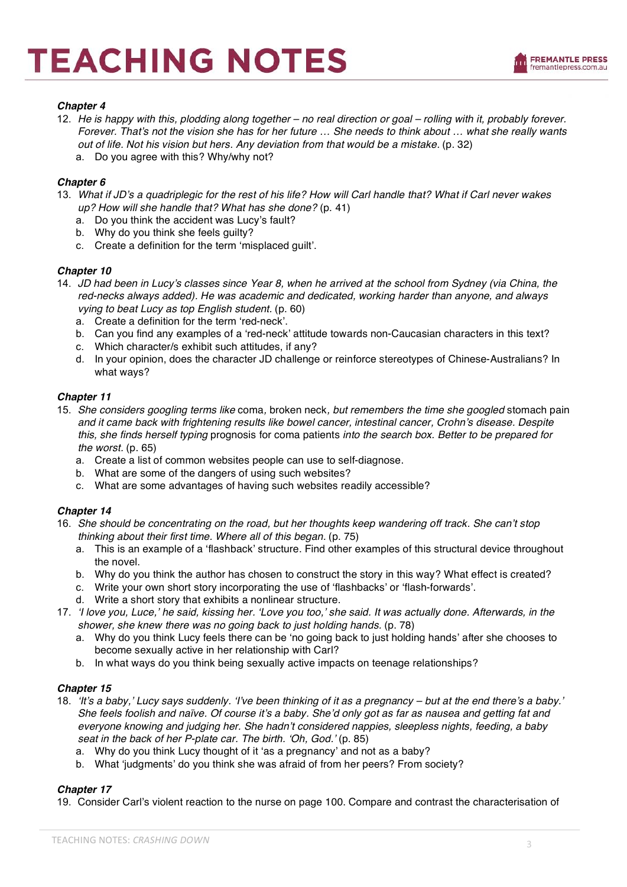### *Chapter 4*

12. *He is happy with this, plodding along together – no real direction or goal – rolling with it, probably forever. Forever. That's not the vision she has for her future … She needs to think about … what she really wants out of life. Not his vision but hers. Any deviation from that would be a mistake.* (p. 32)
    a. Do you agree with this? Why/why not?

### *Chapter 6*

13. *What if JD's a quadriplegic for the rest of his life? How will Carl handle that? What if Carl never wakes up? How will she handle that? What has she done?* (p. 41)
    a. Do you think the accident was Lucy's fault?
    b. Why do you think she feels guilty?
    c. Create a definition for the term 'misplaced guilt'.

### *Chapter 10*

14. *JD had been in Lucy's classes since Year 8, when he arrived at the school from Sydney (via China, the red-necks always added). He was academic and dedicated, working harder than anyone, and always vying to beat Lucy as top English student.* (p. 60)
    a. Create a definition for the term 'red-neck'.
    b. Can you find any examples of a 'red-neck' attitude towards non-Caucasian characters in this text?
    c. Which character/s exhibit such attitudes, if any?
    d. In your opinion, does the character JD challenge or reinforce stereotypes of Chinese-Australians? In what ways?

### *Chapter 11*

15. *She considers googling terms like* coma, broken neck*, but remembers the time she googled* stomach pain *and it came back with frightening results like bowel cancer, intestinal cancer, Crohn's disease. Despite this, she finds herself typing* prognosis for coma patients *into the search box. Better to be prepared for the worst.* (p. 65)
    a. Create a list of common websites people can use to self-diagnose.
    b. What are some of the dangers of using such websites?
    c. What are some advantages of having such websites readily accessible?

### *Chapter 14*

16. *She should be concentrating on the road, but her thoughts keep wandering off track. She can't stop thinking about their first time. Where all of this began.* (p. 75)
    a. This is an example of a 'flashback' structure. Find other examples of this structural device throughout the novel.
    b. Why do you think the author has chosen to construct the story in this way? What effect is created?
    c. Write your own short story incorporating the use of 'flashbacks' or 'flash-forwards'.
    d. Write a short story that exhibits a nonlinear structure.
17. *'I love you, Luce,' he said, kissing her. 'Love you too,' she said. It was actually done. Afterwards, in the shower, she knew there was no going back to just holding hands.* (p. 78)
    a. Why do you think Lucy feels there can be 'no going back to just holding hands' after she chooses to become sexually active in her relationship with Carl?
    b. In what ways do you think being sexually active impacts on teenage relationships?

### *Chapter 15*

18. *'It's a baby,' Lucy says suddenly. 'I've been thinking of it as a pregnancy – but at the end there's a baby.' She feels foolish and naïve. Of course it's a baby. She'd only got as far as nausea and getting fat and everyone knowing and judging her. She hadn't considered nappies, sleepless nights, feeding, a baby seat in the back of her P-plate car. The birth. 'Oh, God.'* (p. 85)
    a. Why do you think Lucy thought of it 'as a pregnancy' and not as a baby?
    b. What 'judgments' do you think she was afraid of from her peers? From society?

### *Chapter 17*

19. Consider Carl's violent reaction to the nurse on page 100. Compare and contrast the characterisation of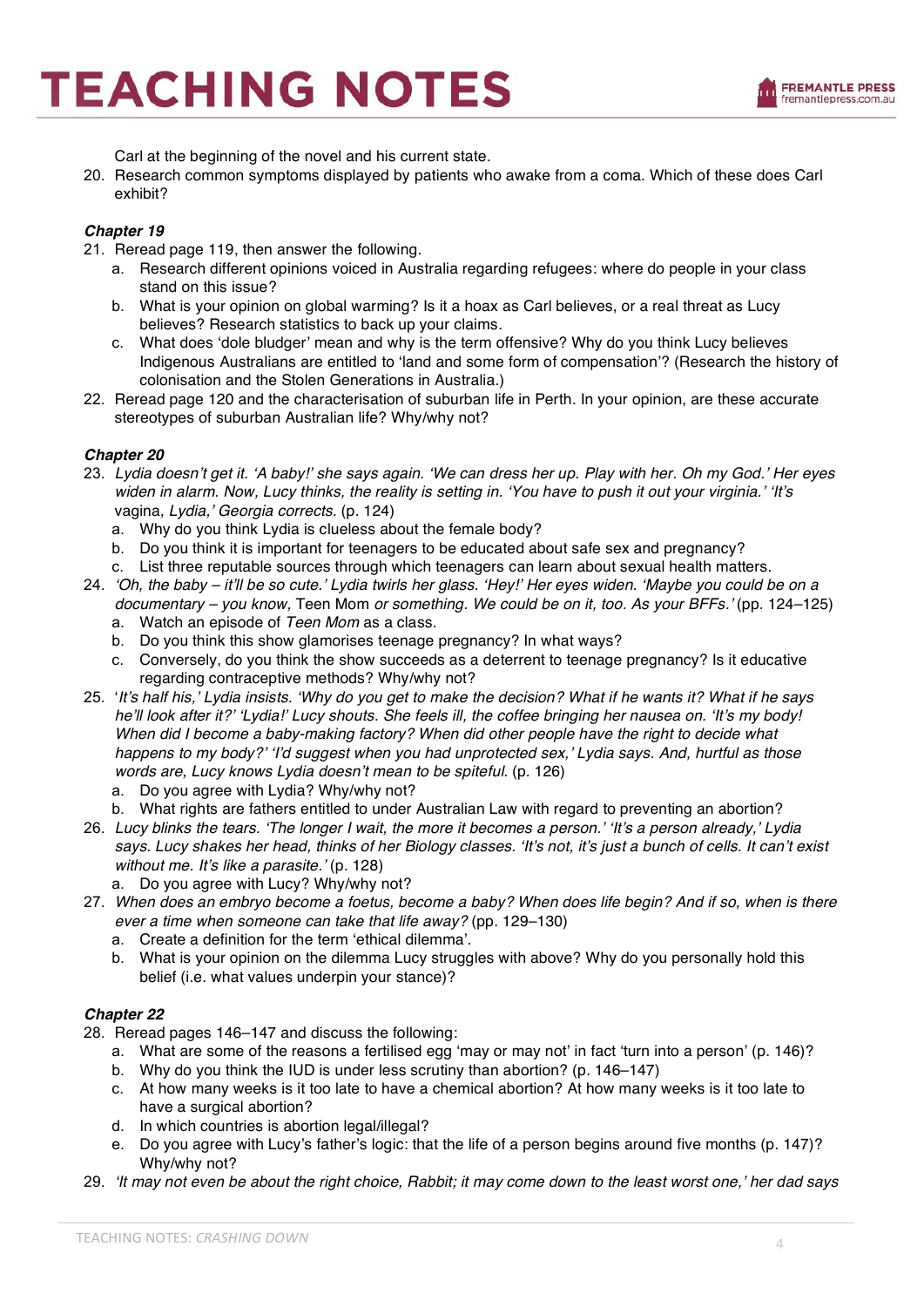Carl at the beginning of the novel and his current state.

20. Research common symptoms displayed by patients who awake from a coma. Which of these does Carl exhibit?

***Chapter 19***

21. Reread page 119, then answer the following.
    a. Research different opinions voiced in Australia regarding refugees: where do people in your class stand on this issue?
    b. What is your opinion on global warming? Is it a hoax as Carl believes, or a real threat as Lucy believes? Research statistics to back up your claims.
    c. What does 'dole bludger' mean and why is the term offensive? Why do you think Lucy believes Indigenous Australians are entitled to 'land and some form of compensation'? (Research the history of colonisation and the Stolen Generations in Australia.)
22. Reread page 120 and the characterisation of suburban life in Perth. In your opinion, are these accurate stereotypes of suburban Australian life? Why/why not?

***Chapter 20***

23. *Lydia doesn't get it. 'A baby!' she says again. 'We can dress her up. Play with her. Oh my God.' Her eyes widen in alarm. Now, Lucy thinks, the reality is setting in. 'You have to push it out your virginia.' 'It's vagina, Lydia,' Georgia corrects.* (p. 124)
    a. Why do you think Lydia is clueless about the female body?
    b. Do you think it is important for teenagers to be educated about safe sex and pregnancy?
    c. List three reputable sources through which teenagers can learn about sexual health matters.
24. *'Oh, the baby – it'll be so cute.' Lydia twirls her glass. 'Hey!' Her eyes widen. 'Maybe you could be on a documentary – you know,* Teen Mom *or something. We could be on it, too. As your BFFs.'* (pp. 124–125)
    a. Watch an episode of *Teen Mom* as a class.
    b. Do you think this show glamorises teenage pregnancy? In what ways?
    c. Conversely, do you think the show succeeds as a deterrent to teenage pregnancy? Is it educative regarding contraceptive methods? Why/why not?
25. *'It's half his,' Lydia insists. 'Why do you get to make the decision? What if he wants it? What if he says he'll look after it?' 'Lydia!' Lucy shouts. She feels ill, the coffee bringing her nausea on. 'It's my body! When did I become a baby-making factory? When did other people have the right to decide what happens to my body?' 'I'd suggest when you had unprotected sex,' Lydia says. And, hurtful as those words are, Lucy knows Lydia doesn't mean to be spiteful.* (p. 126)
    a. Do you agree with Lydia? Why/why not?
    b. What rights are fathers entitled to under Australian Law with regard to preventing an abortion?
26. *Lucy blinks the tears. 'The longer I wait, the more it becomes a person.' 'It's a person already,' Lydia says. Lucy shakes her head, thinks of her Biology classes. 'It's not, it's just a bunch of cells. It can't exist without me. It's like a parasite.'* (p. 128)
    a. Do you agree with Lucy? Why/why not?
27. *When does an embryo become a foetus, become a baby? When does life begin? And if so, when is there ever a time when someone can take that life away?* (pp. 129–130)
    a. Create a definition for the term 'ethical dilemma'.
    b. What is your opinion on the dilemma Lucy struggles with above? Why do you personally hold this belief (i.e. what values underpin your stance)?

***Chapter 22***

28. Reread pages 146–147 and discuss the following:
    a. What are some of the reasons a fertilised egg 'may or may not' in fact 'turn into a person' (p. 146)?
    b. Why do you think the IUD is under less scrutiny than abortion? (p. 146–147)
    c. At how many weeks is it too late to have a chemical abortion? At how many weeks is it too late to have a surgical abortion?
    d. In which countries is abortion legal/illegal?
    e. Do you agree with Lucy's father's logic: that the life of a person begins around five months (p. 147)? Why/why not?
29. *'It may not even be about the right choice, Rabbit; it may come down to the least worst one,' her dad says*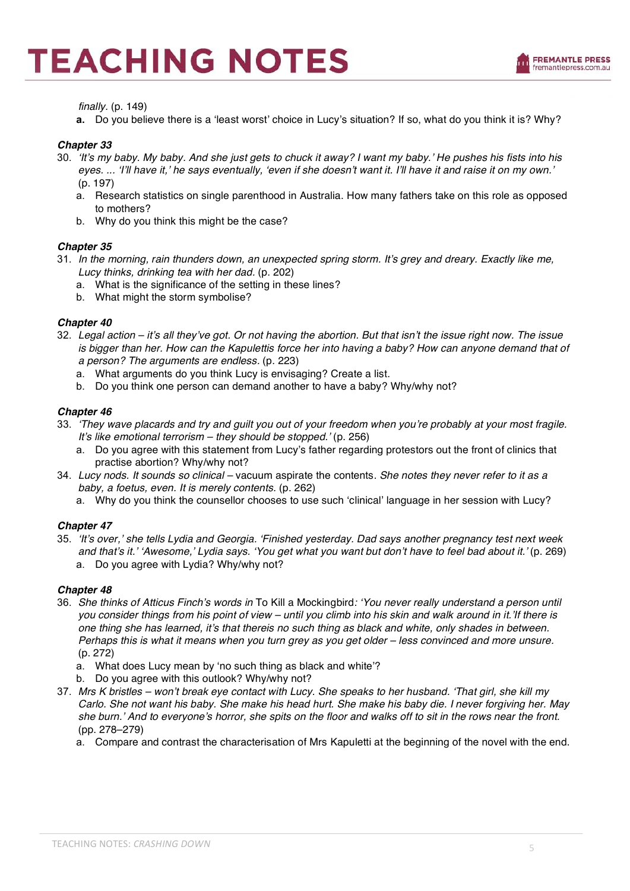*finally.* (p. 149)

   **a.** Do you believe there is a 'least worst' choice in Lucy's situation? If so, what do you think it is? Why?

### Chapter 33

30. *'It's my baby. My baby. And she just gets to chuck it away? I want my baby.' He pushes his fists into his eyes. ... 'I'll have it,' he says eventually, 'even if she doesn't want it. I'll have it and raise it on my own.'* (p. 197)
    a. Research statistics on single parenthood in Australia. How many fathers take on this role as opposed to mothers?
    b. Why do you think this might be the case?

### Chapter 35

31. *In the morning, rain thunders down, an unexpected spring storm. It's grey and dreary. Exactly like me, Lucy thinks, drinking tea with her dad.* (p. 202)
    a. What is the significance of the setting in these lines?
    b. What might the storm symbolise?

### Chapter 40

32. *Legal action – it's all they've got. Or not having the abortion. But that isn't the issue right now. The issue is bigger than her. How can the Kapulettis force her into having a baby? How can anyone demand that of a person? The arguments are endless.* (p. 223)
    a. What arguments do you think Lucy is envisaging? Create a list.
    b. Do you think one person can demand another to have a baby? Why/why not?

### Chapter 46

33. *'They wave placards and try and guilt you out of your freedom when you're probably at your most fragile. It's like emotional terrorism – they should be stopped.'* (p. 256)
    a. Do you agree with this statement from Lucy's father regarding protestors out the front of clinics that practise abortion? Why/why not?
34. *Lucy nods. It sounds so clinical* – vacuum aspirate the contents. *She notes they never refer to it as a baby, a foetus, even. It is merely contents.* (p. 262)
    a. Why do you think the counsellor chooses to use such 'clinical' language in her session with Lucy?

### Chapter 47

35. *'It's over,' she tells Lydia and Georgia. 'Finished yesterday. Dad says another pregnancy test next week and that's it.' 'Awesome,' Lydia says. 'You get what you want but don't have to feel bad about it.'* (p. 269)
    a. Do you agree with Lydia? Why/why not?

### Chapter 48

36. *She thinks of Atticus Finch's words in* To Kill a Mockingbird*: 'You never really understand a person until you consider things from his point of view – until you climb into his skin and walk around in it.'If there is one thing she has learned, it's that thereis no such thing as black and white, only shades in between. Perhaps this is what it means when you turn grey as you get older – less convinced and more unsure.* (p. 272)
    a. What does Lucy mean by 'no such thing as black and white'?
    b. Do you agree with this outlook? Why/why not?
37. *Mrs K bristles – won't break eye contact with Lucy. She speaks to her husband. 'That girl, she kill my Carlo. She not want his baby. She make his head hurt. She make his baby die. I never forgiving her. May she burn.' And to everyone's horror, she spits on the floor and walks off to sit in the rows near the front.* (pp. 278–279)
    a. Compare and contrast the characterisation of Mrs Kapuletti at the beginning of the novel with the end.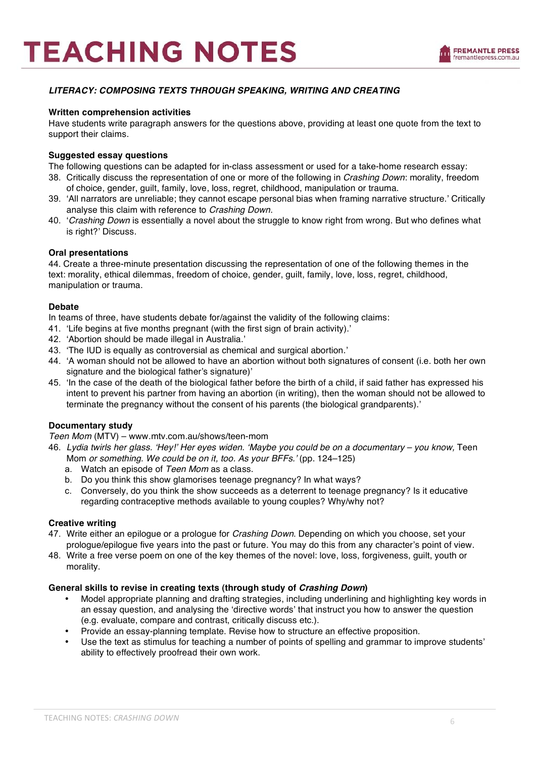*LITERACY: COMPOSING TEXTS THROUGH SPEAKING, WRITING AND CREATING*

**Written comprehension activities**

Have students write paragraph answers for the questions above, providing at least one quote from the text to support their claims.

**Suggested essay questions**

The following questions can be adapted for in-class assessment or used for a take-home research essay:

38. Critically discuss the representation of one or more of the following in *Crashing Down*: morality, freedom of choice, gender, guilt, family, love, loss, regret, childhood, manipulation or trauma.
39. 'All narrators are unreliable; they cannot escape personal bias when framing narrative structure.' Critically analyse this claim with reference to *Crashing Down*.
40. '*Crashing Down* is essentially a novel about the struggle to know right from wrong. But who defines what is right?' Discuss.

**Oral presentations**

44. Create a three-minute presentation discussing the representation of one of the following themes in the text: morality, ethical dilemmas, freedom of choice, gender, guilt, family, love, loss, regret, childhood, manipulation or trauma.

**Debate**

In teams of three, have students debate for/against the validity of the following claims:

41. 'Life begins at five months pregnant (with the first sign of brain activity).'
42. 'Abortion should be made illegal in Australia.'
43. 'The IUD is equally as controversial as chemical and surgical abortion.'
44. 'A woman should not be allowed to have an abortion without both signatures of consent (i.e. both her own signature and the biological father's signature)'
45. 'In the case of the death of the biological father before the birth of a child, if said father has expressed his intent to prevent his partner from having an abortion (in writing), then the woman should not be allowed to terminate the pregnancy without the consent of his parents (the biological grandparents).'

**Documentary study**

*Teen Mom* (MTV) – www.mtv.com.au/shows/teen-mom

46. *Lydia twirls her glass. 'Hey!' Her eyes widen. 'Maybe you could be on a documentary – you know,* Teen Mom *or something. We could be on it, too. As your BFFs.'* (pp. 124–125)
    a. Watch an episode of *Teen Mom* as a class.
    b. Do you think this show glamorises teenage pregnancy? In what ways?
    c. Conversely, do you think the show succeeds as a deterrent to teenage pregnancy? Is it educative regarding contraceptive methods available to young couples? Why/why not?

**Creative writing**

47. Write either an epilogue or a prologue for *Crashing Down*. Depending on which you choose, set your prologue/epilogue five years into the past or future. You may do this from any character's point of view.
48. Write a free verse poem on one of the key themes of the novel: love, loss, forgiveness, guilt, youth or morality.

**General skills to revise in creating texts (through study of *Crashing Down*)**

- Model appropriate planning and drafting strategies, including underlining and highlighting key words in an essay question, and analysing the 'directive words' that instruct you how to answer the question (e.g. evaluate, compare and contrast, critically discuss etc.).
- Provide an essay-planning template. Revise how to structure an effective proposition.
- Use the text as stimulus for teaching a number of points of spelling and grammar to improve students' ability to effectively proofread their own work.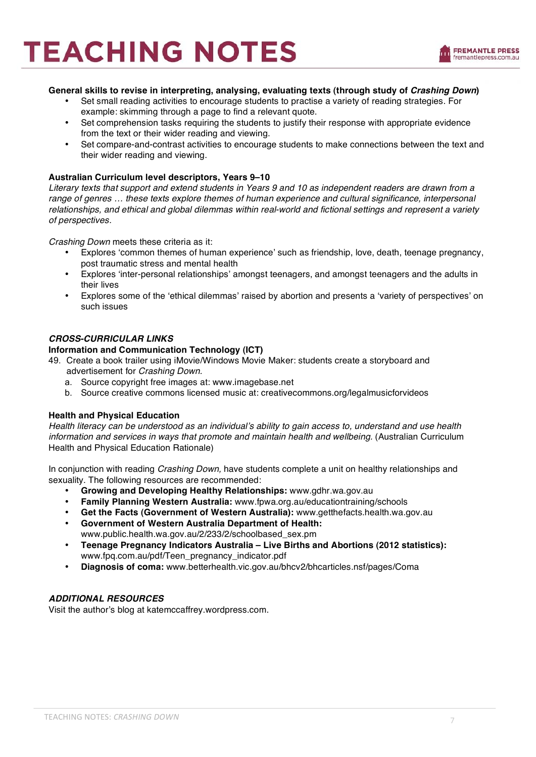**General skills to revise in interpreting, analysing, evaluating texts (through study of *Crashing Down*)**

- Set small reading activities to encourage students to practise a variety of reading strategies. For example: skimming through a page to find a relevant quote.
- Set comprehension tasks requiring the students to justify their response with appropriate evidence from the text or their wider reading and viewing.
- Set compare-and-contrast activities to encourage students to make connections between the text and their wider reading and viewing.

**Australian Curriculum level descriptors, Years 9–10**

*Literary texts that support and extend students in Years 9 and 10 as independent readers are drawn from a range of genres … these texts explore themes of human experience and cultural significance, interpersonal relationships, and ethical and global dilemmas within real-world and fictional settings and represent a variety of perspectives.*

*Crashing Down* meets these criteria as it:

- Explores 'common themes of human experience' such as friendship, love, death, teenage pregnancy, post traumatic stress and mental health
- Explores 'inter-personal relationships' amongst teenagers, and amongst teenagers and the adults in their lives
- Explores some of the 'ethical dilemmas' raised by abortion and presents a 'variety of perspectives' on such issues

## *CROSS-CURRICULAR LINKS*

**Information and Communication Technology (ICT)**

49. Create a book trailer using iMovie/Windows Movie Maker: students create a storyboard and advertisement for *Crashing Down*.
    a. Source copyright free images at: www.imagebase.net
    b. Source creative commons licensed music at: creativecommons.org/legalmusicforvideos

**Health and Physical Education**

*Health literacy can be understood as an individual's ability to gain access to, understand and use health information and services in ways that promote and maintain health and wellbeing.* (Australian Curriculum Health and Physical Education Rationale)

In conjunction with reading *Crashing Down,* have students complete a unit on healthy relationships and sexuality. The following resources are recommended:

- **Growing and Developing Healthy Relationships:** www.gdhr.wa.gov.au
- **Family Planning Western Australia:** www.fpwa.org.au/educationtraining/schools
- **Get the Facts (Government of Western Australia):** www.getthefacts.health.wa.gov.au
- **Government of Western Australia Department of Health:** www.public.health.wa.gov.au/2/233/2/schoolbased_sex.pm
- **Teenage Pregnancy Indicators Australia – Live Births and Abortions (2012 statistics):** www.fpq.com.au/pdf/Teen_pregnancy_indicator.pdf
- **Diagnosis of coma:** www.betterhealth.vic.gov.au/bhcv2/bhcarticles.nsf/pages/Coma

## *ADDITIONAL RESOURCES*

Visit the author's blog at katemccaffrey.wordpress.com.